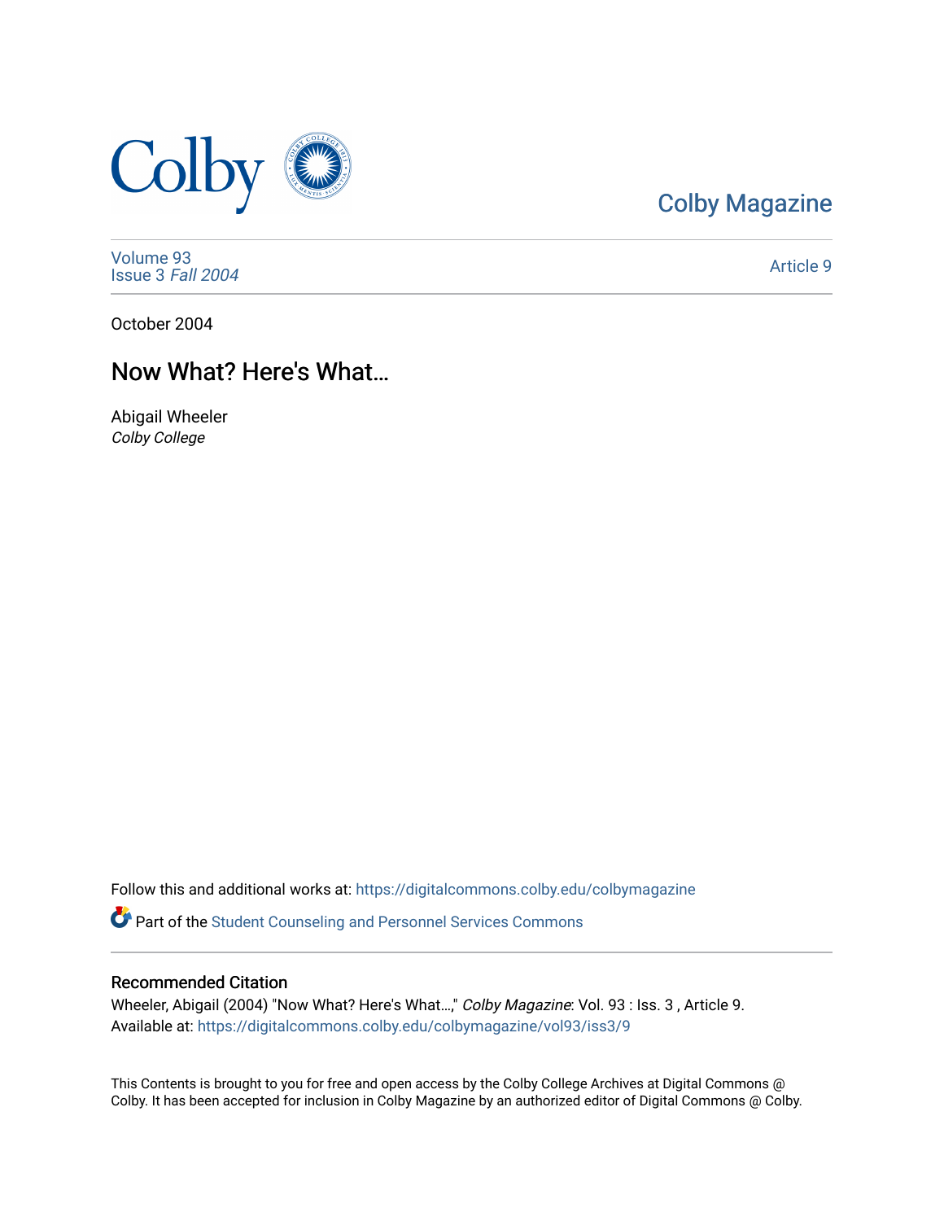Colby Magazine

Volume 93
Issue 3 *Fall 2004*

Article 9

October 2004

# Now What? Here's What…

Abigail Wheeler
*Colby College*

Follow this and additional works at: https://digitalcommons.colby.edu/colbymagazine

Part of the Student Counseling and Personnel Services Commons

## Recommended Citation

Wheeler, Abigail (2004) "Now What? Here's What…," *Colby Magazine*: Vol. 93 : Iss. 3 , Article 9.
Available at: https://digitalcommons.colby.edu/colbymagazine/vol93/iss3/9

This Contents is brought to you for free and open access by the Colby College Archives at Digital Commons @ Colby. It has been accepted for inclusion in Colby Magazine by an authorized editor of Digital Commons @ Colby.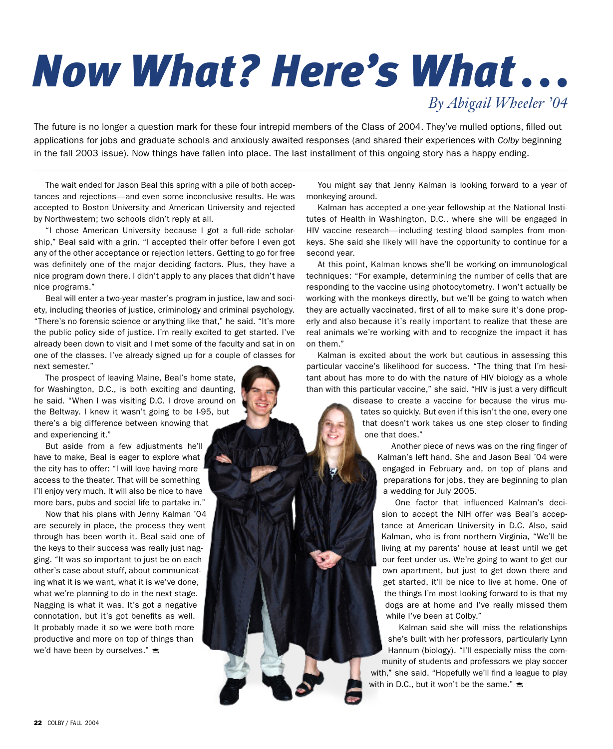# Now What? Here's What . . .

*By Abigail Wheeler '04*

The future is no longer a question mark for these four intrepid members of the Class of 2004. They've mulled options, filled out applications for jobs and graduate schools and anxiously awaited responses (and shared their experiences with *Colby* beginning in the fall 2003 issue). Now things have fallen into place. The last installment of this ongoing story has a happy ending.

---

The wait ended for Jason Beal this spring with a pile of both acceptances and rejections—and even some inconclusive results. He was accepted to Boston University and American University and rejected by Northwestern; two schools didn't reply at all.

"I chose American University because I got a full-ride scholarship," Beal said with a grin. "I accepted their offer before I even got any of the other acceptance or rejection letters. Getting to go for free was definitely one of the major deciding factors. Plus, they have a nice program down there. I didn't apply to any places that didn't have nice programs."

Beal will enter a two-year master's program in justice, law and society, including theories of justice, criminology and criminal psychology. "There's no forensic science or anything like that," he said. "It's more the public policy side of justice. I'm really excited to get started. I've already been down to visit and I met some of the faculty and sat in on one of the classes. I've already signed up for a couple of classes for next semester."

The prospect of leaving Maine, Beal's home state, for Washington, D.C., is both exciting and daunting, he said. "When I was visiting D.C. I drove around on the Beltway. I knew it wasn't going to be I-95, but there's a big difference between knowing that and experiencing it."

But aside from a few adjustments he'll have to make, Beal is eager to explore what the city has to offer: "I will love having more access to the theater. That will be something I'll enjoy very much. It will also be nice to have more bars, pubs and social life to partake in."

Now that his plans with Jenny Kalman '04 are securely in place, the process they went through has been worth it. Beal said one of the keys to their success was really just nagging. "It was so important to just be on each other's case about stuff, about communicating what it is we want, what it is we've done, what we're planning to do in the next stage. Nagging is what it was. It's got a negative connotation, but it's got benefits as well. It probably made it so we were both more productive and more on top of things than we'd have been by ourselves."

You might say that Jenny Kalman is looking forward to a year of monkeying around.

Kalman has accepted a one-year fellowship at the National Institutes of Health in Washington, D.C., where she will be engaged in HIV vaccine research—including testing blood samples from monkeys. She said she likely will have the opportunity to continue for a second year.

At this point, Kalman knows she'll be working on immunological techniques: "For example, determining the number of cells that are responding to the vaccine using photocytometry. I won't actually be working with the monkeys directly, but we'll be going to watch when they are actually vaccinated, first of all to make sure it's done properly and also because it's really important to realize that these are real animals we're working with and to recognize the impact it has on them."

Kalman is excited about the work but cautious in assessing this particular vaccine's likelihood for success. "The thing that I'm hesitant about has more to do with the nature of HIV biology as a whole than with this particular vaccine," she said. "HIV is just a very difficult disease to create a vaccine for because the virus mutates so quickly. But even if this isn't the one, every one that doesn't work takes us one step closer to finding one that does."

Another piece of news was on the ring finger of Kalman's left hand. She and Jason Beal '04 were engaged in February and, on top of plans and preparations for jobs, they are beginning to plan a wedding for July 2005.

One factor that influenced Kalman's decision to accept the NIH offer was Beal's acceptance at American University in D.C. Also, said Kalman, who is from northern Virginia, "We'll be living at my parents' house at least until we get our feet under us. We're going to want to get our own apartment, but just to get down there and get started, it'll be nice to live at home. One of the things I'm most looking forward to is that my dogs are at home and I've really missed them while I've been at Colby."

Kalman said she will miss the relationships she's built with her professors, particularly Lynn Hannum (biology). "I'll especially miss the community of students and professors we play soccer with," she said. "Hopefully we'll find a league to play with in D.C., but it won't be the same."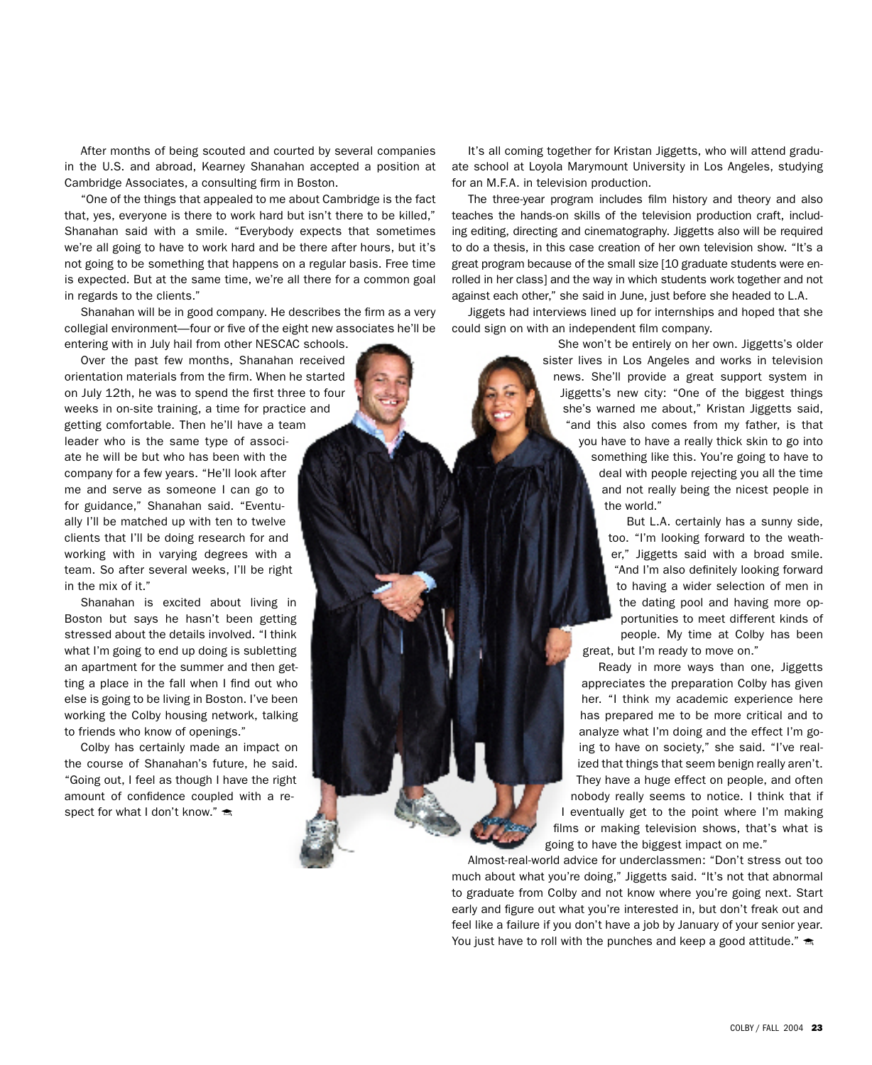After months of being scouted and courted by several companies in the U.S. and abroad, Kearney Shanahan accepted a position at Cambridge Associates, a consulting firm in Boston.

"One of the things that appealed to me about Cambridge is the fact that, yes, everyone is there to work hard but isn't there to be killed," Shanahan said with a smile. "Everybody expects that sometimes we're all going to have to work hard and be there after hours, but it's not going to be something that happens on a regular basis. Free time is expected. But at the same time, we're all there for a common goal in regards to the clients."

Shanahan will be in good company. He describes the firm as a very collegial environment—four or five of the eight new associates he'll be entering with in July hail from other NESCAC schools.

Over the past few months, Shanahan received orientation materials from the firm. When he started on July 12th, he was to spend the first three to four weeks in on-site training, a time for practice and getting comfortable. Then he'll have a team leader who is the same type of associate he will be but who has been with the company for a few years. "He'll look after me and serve as someone I can go to for guidance," Shanahan said. "Eventually I'll be matched up with ten to twelve clients that I'll be doing research for and working with in varying degrees with a team. So after several weeks, I'll be right in the mix of it."

Shanahan is excited about living in Boston but says he hasn't been getting stressed about the details involved. "I think what I'm going to end up doing is subletting an apartment for the summer and then getting a place in the fall when I find out who else is going to be living in Boston. I've been working the Colby housing network, talking to friends who know of openings."

Colby has certainly made an impact on the course of Shanahan's future, he said. "Going out, I feel as though I have the right amount of confidence coupled with a respect for what I don't know."

It's all coming together for Kristan Jiggetts, who will attend graduate school at Loyola Marymount University in Los Angeles, studying for an M.F.A. in television production.

The three-year program includes film history and theory and also teaches the hands-on skills of the television production craft, including editing, directing and cinematography. Jiggetts also will be required to do a thesis, in this case creation of her own television show. "It's a great program because of the small size [10 graduate students were enrolled in her class] and the way in which students work together and not against each other," she said in June, just before she headed to L.A.

Jiggets had interviews lined up for internships and hoped that she could sign on with an independent film company.

She won't be entirely on her own. Jiggetts's older sister lives in Los Angeles and works in television news. She'll provide a great support system in Jiggetts's new city: "One of the biggest things she's warned me about," Kristan Jiggetts said, "and this also comes from my father, is that you have to have a really thick skin to go into something like this. You're going to have to deal with people rejecting you all the time and not really being the nicest people in the world."

But L.A. certainly has a sunny side, too. "I'm looking forward to the weather," Jiggetts said with a broad smile. "And I'm also definitely looking forward to having a wider selection of men in the dating pool and having more opportunities to meet different kinds of people. My time at Colby has been great, but I'm ready to move on."

Ready in more ways than one, Jiggetts appreciates the preparation Colby has given her. "I think my academic experience here has prepared me to be more critical and to analyze what I'm doing and the effect I'm going to have on society," she said. "I've realized that things that seem benign really aren't. They have a huge effect on people, and often nobody really seems to notice. I think that if I eventually get to the point where I'm making films or making television shows, that's what is going to have the biggest impact on me."

Almost-real-world advice for underclassmen: "Don't stress out too much about what you're doing," Jiggetts said. "It's not that abnormal to graduate from Colby and not know where you're going next. Start early and figure out what you're interested in, but don't freak out and feel like a failure if you don't have a job by January of your senior year. You just have to roll with the punches and keep a good attitude."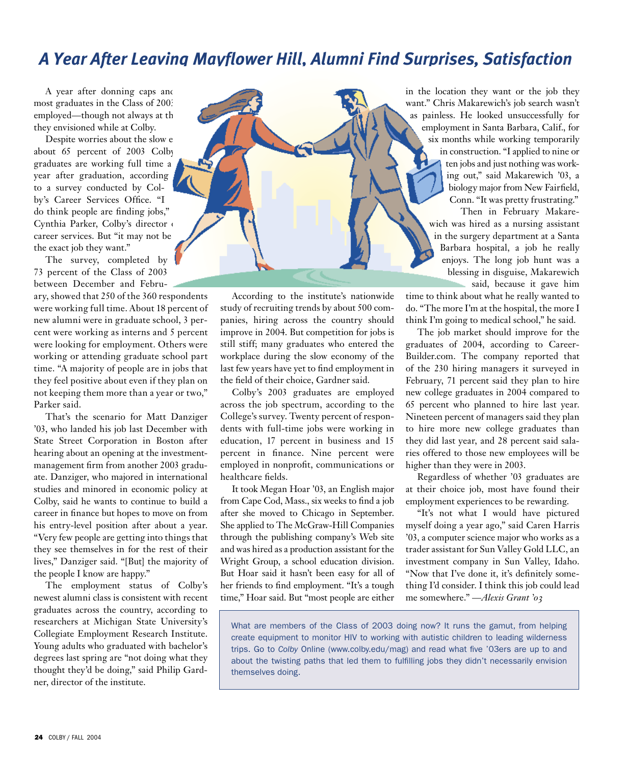# A Year After Leaving Mayflower Hill, Alumni Find Surprises, Satisfaction

A year after donning caps and gowns, most graduates in the Class of 2003 are employed—though not always at the jobs they envisioned while at Colby.

Despite worries about the slow economy, about 65 percent of 2003 Colby graduates are working full time a year after graduation, according to a survey conducted by Colby's Career Services Office. "I do think people are finding jobs," said Cynthia Parker, Colby's director of career services. But "it may not be the exact job they want."

The survey, completed by 73 percent of the Class of 2003 between December and February, showed that 250 of the 360 respondents were working full time. About 18 percent of new alumni were in graduate school, 3 percent were working as interns and 5 percent were looking for employment. Others were working or attending graduate school part time. "A majority of people are in jobs that they feel positive about even if they plan on not keeping them more than a year or two," Parker said.

That's the scenario for Matt Danziger '03, who landed his job last December with State Street Corporation in Boston after hearing about an opening at the investment-management firm from another 2003 graduate. Danziger, who majored in international studies and minored in economic policy at Colby, said he wants to continue to build a career in finance but hopes to move on from his entry-level position after about a year. "Very few people are getting into things that they see themselves in for the rest of their lives," Danziger said. "[But] the majority of the people I know are happy."

The employment status of Colby's newest alumni class is consistent with recent graduates across the country, according to researchers at Michigan State University's Collegiate Employment Research Institute. Young adults who graduated with bachelor's degrees last spring are "not doing what they thought they'd be doing," said Philip Gardner, director of the institute.

According to the institute's nationwide study of recruiting trends by about 500 companies, hiring across the country should improve in 2004. But competition for jobs is still stiff; many graduates who entered the workplace during the slow economy of the last few years have yet to find employment in the field of their choice, Gardner said.

Colby's 2003 graduates are employed across the job spectrum, according to the College's survey. Twenty percent of respondents with full-time jobs were working in education, 17 percent in business and 15 percent in finance. Nine percent were employed in nonprofit, communications or healthcare fields.

It took Megan Hoar '03, an English major from Cape Cod, Mass., six weeks to find a job after she moved to Chicago in September. She applied to The McGraw-Hill Companies through the publishing company's Web site and was hired as a production assistant for the Wright Group, a school education division. But Hoar said it hasn't been easy for all of her friends to find employment. "It's a tough time," Hoar said. But "most people are either in the location they want or the job they want." Chris Makarewich's job search wasn't as painless. He looked unsuccessfully for employment in Santa Barbara, Calif., for six months while working temporarily in construction. "I applied to nine or ten jobs and just nothing was working out," said Makarewich '03, a biology major from New Fairfield, Conn. "It was pretty frustrating."

Then in February Makarewich was hired as a nursing assistant in the surgery department at a Santa Barbara hospital, a job he really enjoys. The long job hunt was a blessing in disguise, Makarewich said, because it gave him time to think about what he really wanted to do. "The more I'm at the hospital, the more I think I'm going to medical school," he said.

The job market should improve for the graduates of 2004, according to CareerBuilder.com. The company reported that of the 230 hiring managers it surveyed in February, 71 percent said they plan to hire new college graduates in 2004 compared to 65 percent who planned to hire last year. Nineteen percent of managers said they plan to hire more new college graduates than they did last year, and 28 percent said salaries offered to those new employees will be higher than they were in 2003.

Regardless of whether '03 graduates are at their choice job, most have found their employment experiences to be rewarding.

"It's not what I would have pictured myself doing a year ago," said Caren Harris '03, a computer science major who works as a trader assistant for Sun Valley Gold LLC, an investment company in Sun Valley, Idaho. "Now that I've done it, it's definitely something I'd consider. I think this job could lead me somewhere." *—Alexis Grant '03*

What are members of the Class of 2003 doing now? It runs the gamut, from helping create equipment to monitor HIV to working with autistic children to leading wilderness trips. Go to *Colby* Online (www.colby.edu/mag) and read what five '03ers are up to and about the twisting paths that led them to fulfilling jobs they didn't necessarily envision themselves doing.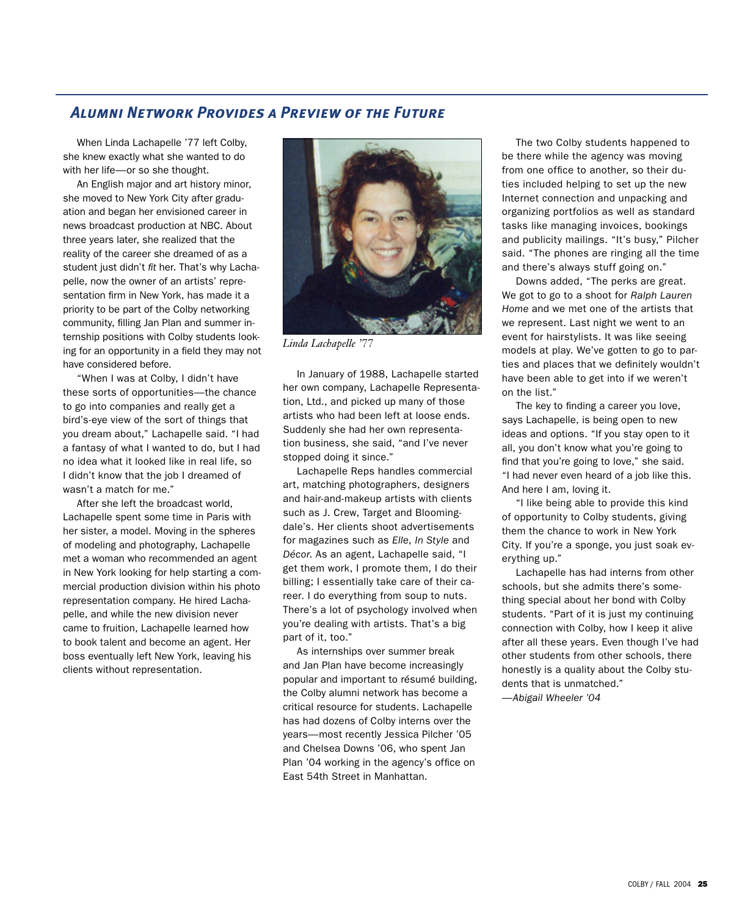## *Alumni Network Provides a Preview of the Future*

When Linda Lachapelle '77 left Colby, she knew exactly what she wanted to do with her life—or so she thought.

An English major and art history minor, she moved to New York City after graduation and began her envisioned career in news broadcast production at NBC. About three years later, she realized that the reality of the career she dreamed of as a student just didn't *fit* her. That's why Lachapelle, now the owner of an artists' representation firm in New York, has made it a priority to be part of the Colby networking community, filling Jan Plan and summer internship positions with Colby students looking for an opportunity in a field they may not have considered before.

"When I was at Colby, I didn't have these sorts of opportunities—the chance to go into companies and really get a bird's-eye view of the sort of things that you dream about," Lachapelle said. "I had a fantasy of what I wanted to do, but I had no idea what it looked like in real life, so I didn't know that the job I dreamed of wasn't a match for me."

After she left the broadcast world, Lachapelle spent some time in Paris with her sister, a model. Moving in the spheres of modeling and photography, Lachapelle met a woman who recommended an agent in New York looking for help starting a commercial production division within his photo representation company. He hired Lachapelle, and while the new division never came to fruition, Lachapelle learned how to book talent and become an agent. Her boss eventually left New York, leaving his clients without representation.

*Linda Lachapelle '77*

In January of 1988, Lachapelle started her own company, Lachapelle Representation, Ltd., and picked up many of those artists who had been left at loose ends. Suddenly she had her own representation business, she said, "and I've never stopped doing it since."

Lachapelle Reps handles commercial art, matching photographers, designers and hair-and-makeup artists with clients such as J. Crew, Target and Bloomingdale's. Her clients shoot advertisements for magazines such as *Elle*, *In Style* and *Décor*. As an agent, Lachapelle said, "I get them work, I promote them, I do their billing; I essentially take care of their career. I do everything from soup to nuts. There's a lot of psychology involved when you're dealing with artists. That's a big part of it, too."

As internships over summer break and Jan Plan have become increasingly popular and important to résumé building, the Colby alumni network has become a critical resource for students. Lachapelle has had dozens of Colby interns over the years—most recently Jessica Pilcher '05 and Chelsea Downs '06, who spent Jan Plan '04 working in the agency's office on East 54th Street in Manhattan.

The two Colby students happened to be there while the agency was moving from one office to another, so their duties included helping to set up the new Internet connection and unpacking and organizing portfolios as well as standard tasks like managing invoices, bookings and publicity mailings. "It's busy," Pilcher said. "The phones are ringing all the time and there's always stuff going on."

Downs added, "The perks are great. We got to go to a shoot for *Ralph Lauren Home* and we met one of the artists that we represent. Last night we went to an event for hairstylists. It was like seeing models at play. We've gotten to go to parties and places that we definitely wouldn't have been able to get into if we weren't on the list."

The key to finding a career you love, says Lachapelle, is being open to new ideas and options. "If you stay open to it all, you don't know what you're going to find that you're going to love," she said. "I had never even heard of a job like this. And here I am, loving it.

"I like being able to provide this kind of opportunity to Colby students, giving them the chance to work in New York City. If you're a sponge, you just soak everything up."

Lachapelle has had interns from other schools, but she admits there's something special about her bond with Colby students. "Part of it is just my continuing connection with Colby, how I keep it alive after all these years. Even though I've had other students from other schools, there honestly is a quality about the Colby students that is unmatched."

*—Abigail Wheeler '04*